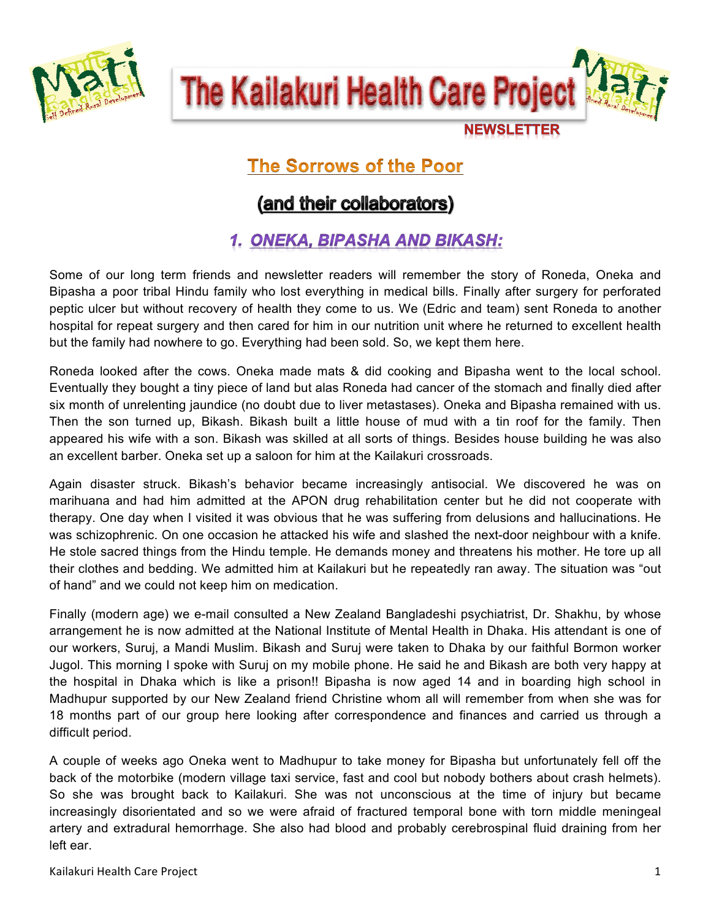# The Kailakuri Health Care Project

NEWSLETTER

## The Sorrows of the Poor

## (and their collaborators)

### 1. ONEKA, BIPASHA AND BIKASH:

Some of our long term friends and newsletter readers will remember the story of Roneda, Oneka and Bipasha a poor tribal Hindu family who lost everything in medical bills. Finally after surgery for perforated peptic ulcer but without recovery of health they come to us. We (Edric and team) sent Roneda to another hospital for repeat surgery and then cared for him in our nutrition unit where he returned to excellent health but the family had nowhere to go. Everything had been sold. So, we kept them here.

Roneda looked after the cows. Oneka made mats & did cooking and Bipasha went to the local school. Eventually they bought a tiny piece of land but alas Roneda had cancer of the stomach and finally died after six month of unrelenting jaundice (no doubt due to liver metastases). Oneka and Bipasha remained with us. Then the son turned up, Bikash. Bikash built a little house of mud with a tin roof for the family. Then appeared his wife with a son. Bikash was skilled at all sorts of things. Besides house building he was also an excellent barber. Oneka set up a saloon for him at the Kailakuri crossroads.

Again disaster struck. Bikash's behavior became increasingly antisocial. We discovered he was on marihuana and had him admitted at the APON drug rehabilitation center but he did not cooperate with therapy. One day when I visited it was obvious that he was suffering from delusions and hallucinations. He was schizophrenic. On one occasion he attacked his wife and slashed the next-door neighbour with a knife. He stole sacred things from the Hindu temple. He demands money and threatens his mother. He tore up all their clothes and bedding. We admitted him at Kailakuri but he repeatedly ran away. The situation was "out of hand" and we could not keep him on medication.

Finally (modern age) we e-mail consulted a New Zealand Bangladeshi psychiatrist, Dr. Shakhu, by whose arrangement he is now admitted at the National Institute of Mental Health in Dhaka. His attendant is one of our workers, Suruj, a Mandi Muslim. Bikash and Suruj were taken to Dhaka by our faithful Bormon worker Jugol. This morning I spoke with Suruj on my mobile phone. He said he and Bikash are both very happy at the hospital in Dhaka which is like a prison!! Bipasha is now aged 14 and in boarding high school in Madhupur supported by our New Zealand friend Christine whom all will remember from when she was for 18 months part of our group here looking after correspondence and finances and carried us through a difficult period.

A couple of weeks ago Oneka went to Madhupur to take money for Bipasha but unfortunately fell off the back of the motorbike (modern village taxi service, fast and cool but nobody bothers about crash helmets). So she was brought back to Kailakuri. She was not unconscious at the time of injury but became increasingly disorientated and so we were afraid of fractured temporal bone with torn middle meningeal artery and extradural hemorrhage. She also had blood and probably cerebrospinal fluid draining from her left ear.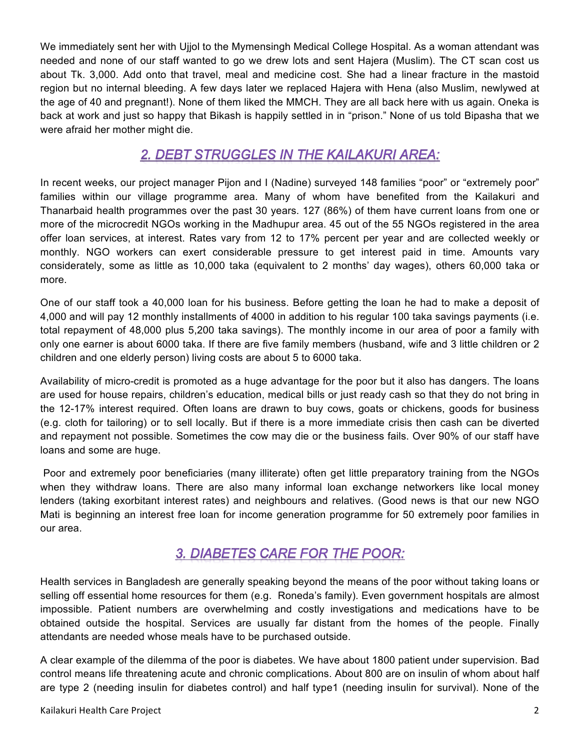We immediately sent her with Ujjol to the Mymensingh Medical College Hospital. As a woman attendant was needed and none of our staff wanted to go we drew lots and sent Hajera (Muslim). The CT scan cost us about Tk. 3,000. Add onto that travel, meal and medicine cost. She had a linear fracture in the mastoid region but no internal bleeding. A few days later we replaced Hajera with Hena (also Muslim, newlywed at the age of 40 and pregnant!). None of them liked the MMCH. They are all back here with us again. Oneka is back at work and just so happy that Bikash is happily settled in in "prison." None of us told Bipasha that we were afraid her mother might die.

## *2. DEBT STRUGGLES IN THE KAILAKURI AREA:*

In recent weeks, our project manager Pijon and I (Nadine) surveyed 148 families "poor" or "extremely poor" families within our village programme area. Many of whom have benefited from the Kailakuri and Thanarbaid health programmes over the past 30 years. 127 (86%) of them have current loans from one or more of the microcredit NGOs working in the Madhupur area. 45 out of the 55 NGOs registered in the area offer loan services, at interest. Rates vary from 12 to 17% percent per year and are collected weekly or monthly. NGO workers can exert considerable pressure to get interest paid in time. Amounts vary considerately, some as little as 10,000 taka (equivalent to 2 months' day wages), others 60,000 taka or more.

One of our staff took a 40,000 loan for his business. Before getting the loan he had to make a deposit of 4,000 and will pay 12 monthly installments of 4000 in addition to his regular 100 taka savings payments (i.e. total repayment of 48,000 plus 5,200 taka savings). The monthly income in our area of poor a family with only one earner is about 6000 taka. If there are five family members (husband, wife and 3 little children or 2 children and one elderly person) living costs are about 5 to 6000 taka.

Availability of micro-credit is promoted as a huge advantage for the poor but it also has dangers. The loans are used for house repairs, children's education, medical bills or just ready cash so that they do not bring in the 12-17% interest required. Often loans are drawn to buy cows, goats or chickens, goods for business (e.g. cloth for tailoring) or to sell locally. But if there is a more immediate crisis then cash can be diverted and repayment not possible. Sometimes the cow may die or the business fails. Over 90% of our staff have loans and some are huge.

Poor and extremely poor beneficiaries (many illiterate) often get little preparatory training from the NGOs when they withdraw loans. There are also many informal loan exchange networkers like local money lenders (taking exorbitant interest rates) and neighbours and relatives. (Good news is that our new NGO Mati is beginning an interest free loan for income generation programme for 50 extremely poor families in our area.

## *3. DIABETES CARE FOR THE POOR:*

Health services in Bangladesh are generally speaking beyond the means of the poor without taking loans or selling off essential home resources for them (e.g. Roneda's family). Even government hospitals are almost impossible. Patient numbers are overwhelming and costly investigations and medications have to be obtained outside the hospital. Services are usually far distant from the homes of the people. Finally attendants are needed whose meals have to be purchased outside.

A clear example of the dilemma of the poor is diabetes. We have about 1800 patient under supervision. Bad control means life threatening acute and chronic complications. About 800 are on insulin of whom about half are type 2 (needing insulin for diabetes control) and half type1 (needing insulin for survival). None of the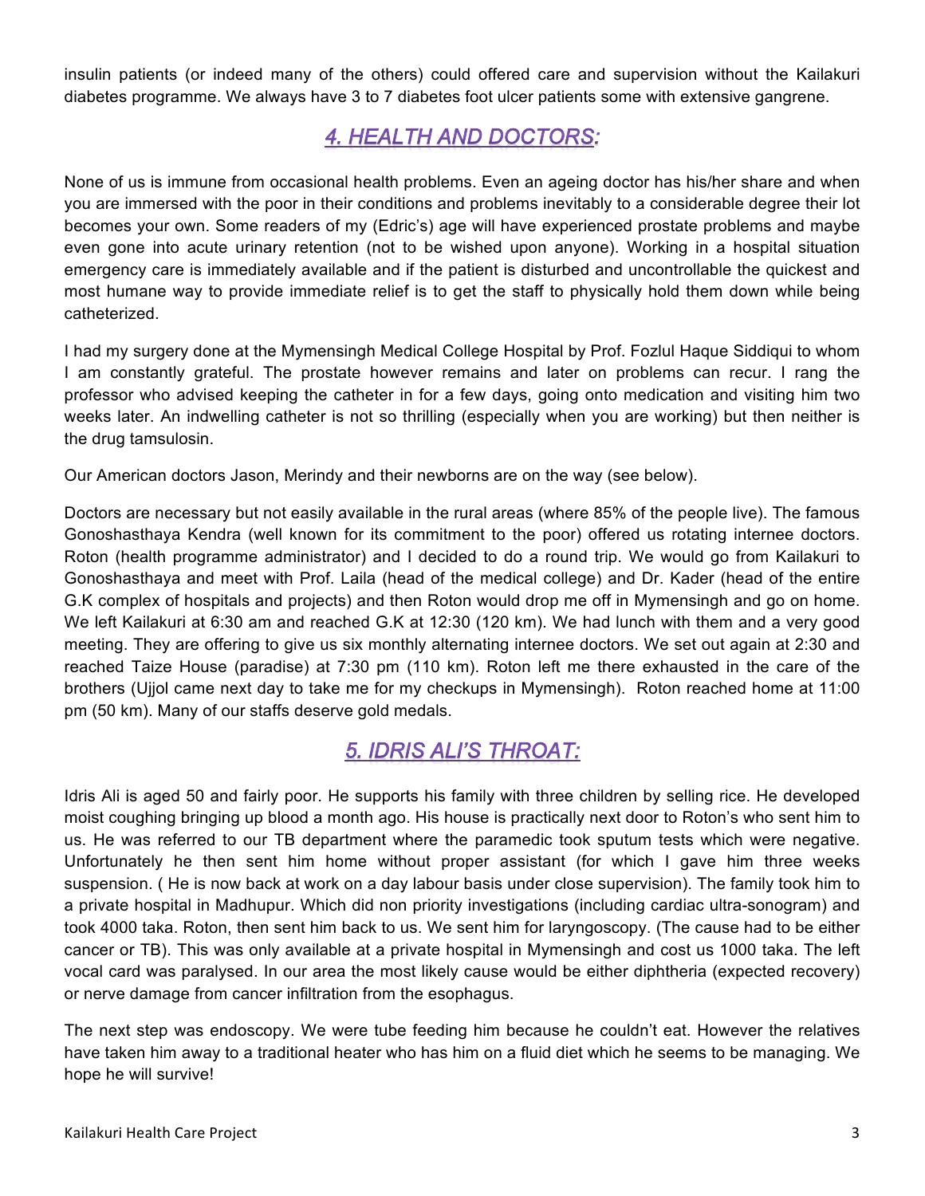insulin patients (or indeed many of the others) could offered care and supervision without the Kailakuri diabetes programme. We always have 3 to 7 diabetes foot ulcer patients some with extensive gangrene.

## *4. HEALTH AND DOCTORS:*

None of us is immune from occasional health problems. Even an ageing doctor has his/her share and when you are immersed with the poor in their conditions and problems inevitably to a considerable degree their lot becomes your own. Some readers of my (Edric's) age will have experienced prostate problems and maybe even gone into acute urinary retention (not to be wished upon anyone). Working in a hospital situation emergency care is immediately available and if the patient is disturbed and uncontrollable the quickest and most humane way to provide immediate relief is to get the staff to physically hold them down while being catheterized.

I had my surgery done at the Mymensingh Medical College Hospital by Prof. Fozlul Haque Siddiqui to whom I am constantly grateful. The prostate however remains and later on problems can recur. I rang the professor who advised keeping the catheter in for a few days, going onto medication and visiting him two weeks later. An indwelling catheter is not so thrilling (especially when you are working) but then neither is the drug tamsulosin.

Our American doctors Jason, Merindy and their newborns are on the way (see below).

Doctors are necessary but not easily available in the rural areas (where 85% of the people live). The famous Gonoshasthaya Kendra (well known for its commitment to the poor) offered us rotating internee doctors. Roton (health programme administrator) and I decided to do a round trip. We would go from Kailakuri to Gonoshasthaya and meet with Prof. Laila (head of the medical college) and Dr. Kader (head of the entire G.K complex of hospitals and projects) and then Roton would drop me off in Mymensingh and go on home. We left Kailakuri at 6:30 am and reached G.K at 12:30 (120 km). We had lunch with them and a very good meeting. They are offering to give us six monthly alternating internee doctors. We set out again at 2:30 and reached Taize House (paradise) at 7:30 pm (110 km). Roton left me there exhausted in the care of the brothers (Ujjol came next day to take me for my checkups in Mymensingh). Roton reached home at 11:00 pm (50 km). Many of our staffs deserve gold medals.

## *5. IDRIS ALI'S THROAT:*

Idris Ali is aged 50 and fairly poor. He supports his family with three children by selling rice. He developed moist coughing bringing up blood a month ago. His house is practically next door to Roton's who sent him to us. He was referred to our TB department where the paramedic took sputum tests which were negative. Unfortunately he then sent him home without proper assistant (for which I gave him three weeks suspension. ( He is now back at work on a day labour basis under close supervision). The family took him to a private hospital in Madhupur. Which did non priority investigations (including cardiac ultra-sonogram) and took 4000 taka. Roton, then sent him back to us. We sent him for laryngoscopy. (The cause had to be either cancer or TB). This was only available at a private hospital in Mymensingh and cost us 1000 taka. The left vocal card was paralysed. In our area the most likely cause would be either diphtheria (expected recovery) or nerve damage from cancer infiltration from the esophagus.

The next step was endoscopy. We were tube feeding him because he couldn't eat. However the relatives have taken him away to a traditional heater who has him on a fluid diet which he seems to be managing. We hope he will survive!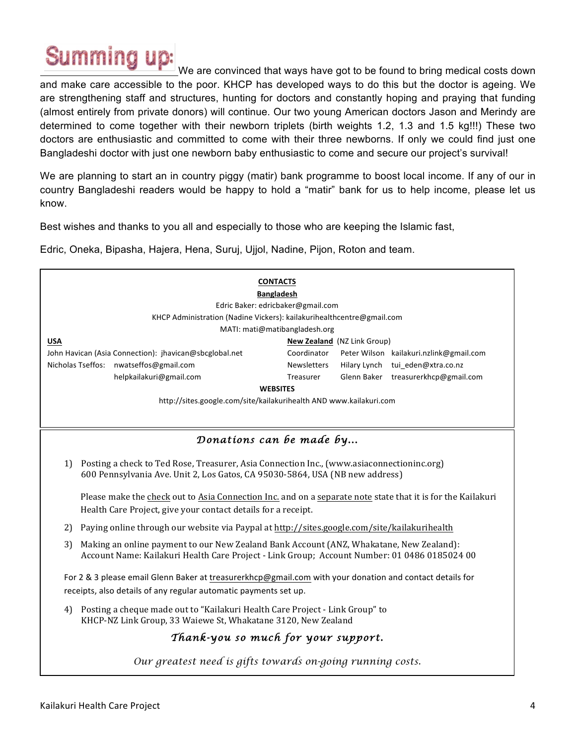**Summing up:** We are convinced that ways have got to be found to bring medical costs down and make care accessible to the poor. KHCP has developed ways to do this but the doctor is ageing. We are strengthening staff and structures, hunting for doctors and constantly hoping and praying that funding (almost entirely from private donors) will continue. Our two young American doctors Jason and Merindy are determined to come together with their newborn triplets (birth weights 1.2, 1.3 and 1.5 kg!!!) These two doctors are enthusiastic and committed to come with their three newborns. If only we could find just one Bangladeshi doctor with just one newborn baby enthusiastic to come and secure our project's survival!

We are planning to start an in country piggy (matir) bank programme to boost local income. If any of our in country Bangladeshi readers would be happy to hold a "matir" bank for us to help income, please let us know.

Best wishes and thanks to you all and especially to those who are keeping the Islamic fast,

Edric, Oneka, Bipasha, Hajera, Hena, Suruj, Ujjol, Nadine, Pijon, Roton and team.

**CONTACTS**

**Bangladesh**

Edric Baker: edricbaker@gmail.com

KHCP Administration (Nadine Vickers): kailakurihealthcentre@gmail.com

MATI: mati@matibangladesh.org

**USA**

John Havican (Asia Connection): jhavican@sbcglobal.net

Nicholas Tseffos: nwatseffos@gmail.com
helpkailakuri@gmail.com

**New Zealand** (NZ Link Group)

| | | |
|---|---|---|
| Coordinator | Peter Wilson | kailakuri.nzlink@gmail.com |
| Newsletters | Hilary Lynch | tui_eden@xtra.co.nz |
| Treasurer | Glenn Baker | treasurerkhcp@gmail.com |

**WEBSITES**

http://sites.google.com/site/kailakurihealth AND www.kailakuri.com

*Donations can be made by…*

1) Posting a check to Ted Rose, Treasurer, Asia Connection Inc., (www.asiaconnectioninc.org) 600 Pennsylvania Ave. Unit 2, Los Gatos, CA 95030-5864, USA (NB new address)

   Please make the check out to Asia Connection Inc. and on a separate note state that it is for the Kailakuri Health Care Project, give your contact details for a receipt.

2) Paying online through our website via Paypal at http://sites.google.com/site/kailakurihealth

3) Making an online payment to our New Zealand Bank Account (ANZ, Whakatane, New Zealand): Account Name: Kailakuri Health Care Project - Link Group; Account Number: 01 0486 0185024 00

For 2 & 3 please email Glenn Baker at treasurerkhcp@gmail.com with your donation and contact details for receipts, also details of any regular automatic payments set up.

4) Posting a cheque made out to "Kailakuri Health Care Project - Link Group" to KHCP-NZ Link Group, 33 Waiewe St, Whakatane 3120, New Zealand

***Thank-you so much for your support.***

*Our greatest need is gifts towards on-going running costs.*